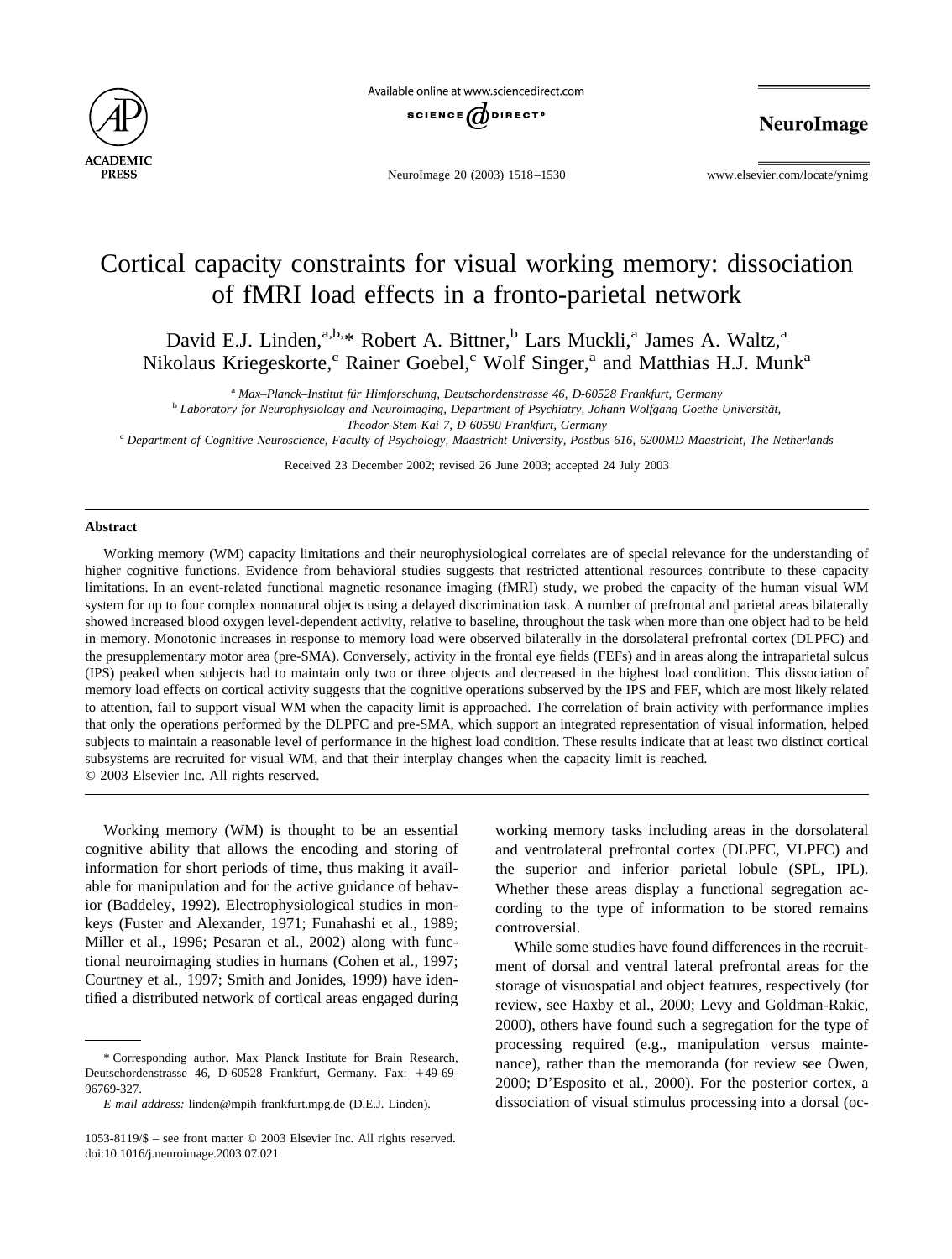# Cortical capacity constraints for visual working memory: dissociation of fMRI load effects in a fronto-parietal network

David E.J. Linden,[a,b,*] Robert A. Bittner,[b] Lars Muckli,[a] James A. Waltz,[a] Nikolaus Kriegeskorte,[c] Rainer Goebel,[c] Wolf Singer,[a] and Matthias H.J. Munk[a]

[a] *Max–Planck–Institut für Hirnforschung, Deutschordenstrasse 46, D-60528 Frankfurt, Germany*

[b] *Laboratory for Neurophysiology and Neuroimaging, Department of Psychiatry, Johann Wolfgang Goethe-Universität, Theodor-Stem-Kai 7, D-60590 Frankfurt, Germany*

[c] *Department of Cognitive Neuroscience, Faculty of Psychology, Maastricht University, Postbus 616, 6200MD Maastricht, The Netherlands*

Received 23 December 2002; revised 26 June 2003; accepted 24 July 2003

## Abstract

Working memory (WM) capacity limitations and their neurophysiological correlates are of special relevance for the understanding of higher cognitive functions. Evidence from behavioral studies suggests that restricted attentional resources contribute to these capacity limitations. In an event-related functional magnetic resonance imaging (fMRI) study, we probed the capacity of the human visual WM system for up to four complex nonnatural objects using a delayed discrimination task. A number of prefrontal and parietal areas bilaterally showed increased blood oxygen level-dependent activity, relative to baseline, throughout the task when more than one object had to be held in memory. Monotonic increases in response to memory load were observed bilaterally in the dorsolateral prefrontal cortex (DLPFC) and the presupplementary motor area (pre-SMA). Conversely, activity in the frontal eye fields (FEFs) and in areas along the intraparietal sulcus (IPS) peaked when subjects had to maintain only two or three objects and decreased in the highest load condition. This dissociation of memory load effects on cortical activity suggests that the cognitive operations subserved by the IPS and FEF, which are most likely related to attention, fail to support visual WM when the capacity limit is approached. The correlation of brain activity with performance implies that only the operations performed by the DLPFC and pre-SMA, which support an integrated representation of visual information, helped subjects to maintain a reasonable level of performance in the highest load condition. These results indicate that at least two distinct cortical subsystems are recruited for visual WM, and that their interplay changes when the capacity limit is reached.

© 2003 Elsevier Inc. All rights reserved.

Working memory (WM) is thought to be an essential cognitive ability that allows the encoding and storing of information for short periods of time, thus making it available for manipulation and for the active guidance of behavior (Baddeley, 1992). Electrophysiological studies in monkeys (Fuster and Alexander, 1971; Funahashi et al., 1989; Miller et al., 1996; Pesaran et al., 2002) along with functional neuroimaging studies in humans (Cohen et al., 1997; Courtney et al., 1997; Smith and Jonides, 1999) have identified a distributed network of cortical areas engaged during working memory tasks including areas in the dorsolateral and ventrolateral prefrontal cortex (DLPFC, VLPFC) and the superior and inferior parietal lobule (SPL, IPL). Whether these areas display a functional segregation according to the type of information to be stored remains controversial.

While some studies have found differences in the recruitment of dorsal and ventral lateral prefrontal areas for the storage of visuospatial and object features, respectively (for review, see Haxby et al., 2000; Levy and Goldman-Rakic, 2000), others have found such a segregation for the type of processing required (e.g., manipulation versus maintenance), rather than the memoranda (for review see Owen, 2000; D'Esposito et al., 2000). For the posterior cortex, a dissociation of visual stimulus processing into a dorsal (oc-

\* Corresponding author. Max Planck Institute for Brain Research, Deutschordenstrasse 46, D-60528 Frankfurt, Germany. Fax: +49-69-96769-327.

*E-mail address:* linden@mpih-frankfurt.mpg.de (D.E.J. Linden).

1053-8119/$ – see front matter © 2003 Elsevier Inc. All rights reserved.
doi:10.1016/j.neuroimage.2003.07.021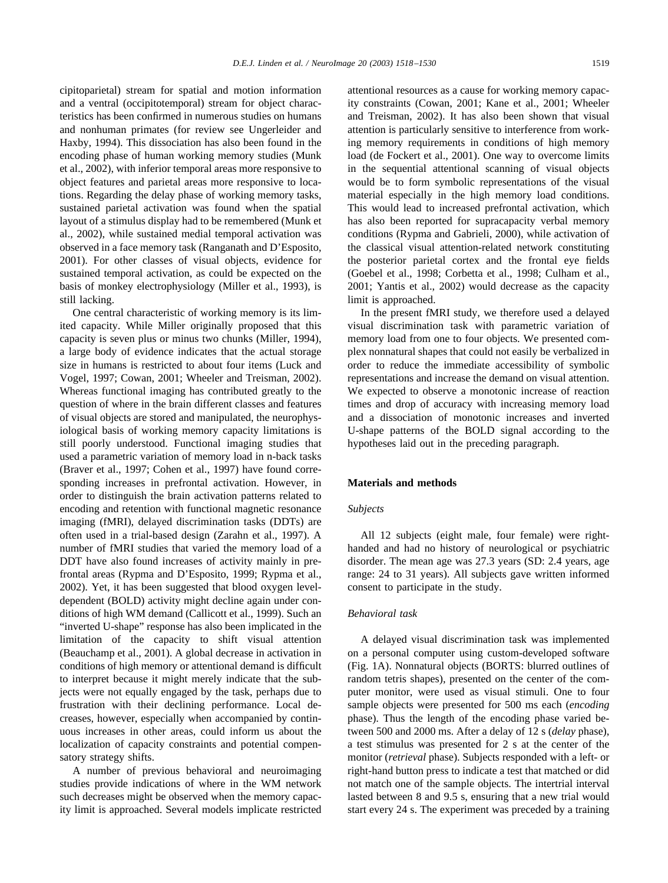cipitoparietal) stream for spatial and motion information and a ventral (occipitotemporal) stream for object characteristics has been confirmed in numerous studies on humans and nonhuman primates (for review see Ungerleider and Haxby, 1994). This dissociation has also been found in the encoding phase of human working memory studies (Munk et al., 2002), with inferior temporal areas more responsive to object features and parietal areas more responsive to locations. Regarding the delay phase of working memory tasks, sustained parietal activation was found when the spatial layout of a stimulus display had to be remembered (Munk et al., 2002), while sustained medial temporal activation was observed in a face memory task (Ranganath and D'Esposito, 2001). For other classes of visual objects, evidence for sustained temporal activation, as could be expected on the basis of monkey electrophysiology (Miller et al., 1993), is still lacking.

One central characteristic of working memory is its limited capacity. While Miller originally proposed that this capacity is seven plus or minus two chunks (Miller, 1994), a large body of evidence indicates that the actual storage size in humans is restricted to about four items (Luck and Vogel, 1997; Cowan, 2001; Wheeler and Treisman, 2002). Whereas functional imaging has contributed greatly to the question of where in the brain different classes and features of visual objects are stored and manipulated, the neurophysiological basis of working memory capacity limitations is still poorly understood. Functional imaging studies that used a parametric variation of memory load in n-back tasks (Braver et al., 1997; Cohen et al., 1997) have found corresponding increases in prefrontal activation. However, in order to distinguish the brain activation patterns related to encoding and retention with functional magnetic resonance imaging (fMRI), delayed discrimination tasks (DDTs) are often used in a trial-based design (Zarahn et al., 1997). A number of fMRI studies that varied the memory load of a DDT have also found increases of activity mainly in prefrontal areas (Rypma and D'Esposito, 1999; Rypma et al., 2002). Yet, it has been suggested that blood oxygen level-dependent (BOLD) activity might decline again under conditions of high WM demand (Callicott et al., 1999). Such an "inverted U-shape" response has also been implicated in the limitation of the capacity to shift visual attention (Beauchamp et al., 2001). A global decrease in activation in conditions of high memory or attentional demand is difficult to interpret because it might merely indicate that the subjects were not equally engaged by the task, perhaps due to frustration with their declining performance. Local decreases, however, especially when accompanied by continuous increases in other areas, could inform us about the localization of capacity constraints and potential compensatory strategy shifts.

A number of previous behavioral and neuroimaging studies provide indications of where in the WM network such decreases might be observed when the memory capacity limit is approached. Several models implicate restricted attentional resources as a cause for working memory capacity constraints (Cowan, 2001; Kane et al., 2001; Wheeler and Treisman, 2002). It has also been shown that visual attention is particularly sensitive to interference from working memory requirements in conditions of high memory load (de Fockert et al., 2001). One way to overcome limits in the sequential attentional scanning of visual objects would be to form symbolic representations of the visual material especially in the high memory load conditions. This would lead to increased prefrontal activation, which has also been reported for supracapacity verbal memory conditions (Rypma and Gabrieli, 2000), while activation of the classical visual attention-related network constituting the posterior parietal cortex and the frontal eye fields (Goebel et al., 1998; Corbetta et al., 1998; Culham et al., 2001; Yantis et al., 2002) would decrease as the capacity limit is approached.

In the present fMRI study, we therefore used a delayed visual discrimination task with parametric variation of memory load from one to four objects. We presented complex nonnatural shapes that could not easily be verbalized in order to reduce the immediate accessibility of symbolic representations and increase the demand on visual attention. We expected to observe a monotonic increase of reaction times and drop of accuracy with increasing memory load and a dissociation of monotonic increases and inverted U-shape patterns of the BOLD signal according to the hypotheses laid out in the preceding paragraph.

## Materials and methods

### Subjects

All 12 subjects (eight male, four female) were right-handed and had no history of neurological or psychiatric disorder. The mean age was 27.3 years (SD: 2.4 years, age range: 24 to 31 years). All subjects gave written informed consent to participate in the study.

### Behavioral task

A delayed visual discrimination task was implemented on a personal computer using custom-developed software (Fig. 1A). Nonnatural objects (BORTS: blurred outlines of random tetris shapes), presented on the center of the computer monitor, were used as visual stimuli. One to four sample objects were presented for 500 ms each (*encoding* phase). Thus the length of the encoding phase varied between 500 and 2000 ms. After a delay of 12 s (*delay* phase), a test stimulus was presented for 2 s at the center of the monitor (*retrieval* phase). Subjects responded with a left- or right-hand button press to indicate a test that matched or did not match one of the sample objects. The intertrial interval lasted between 8 and 9.5 s, ensuring that a new trial would start every 24 s. The experiment was preceded by a training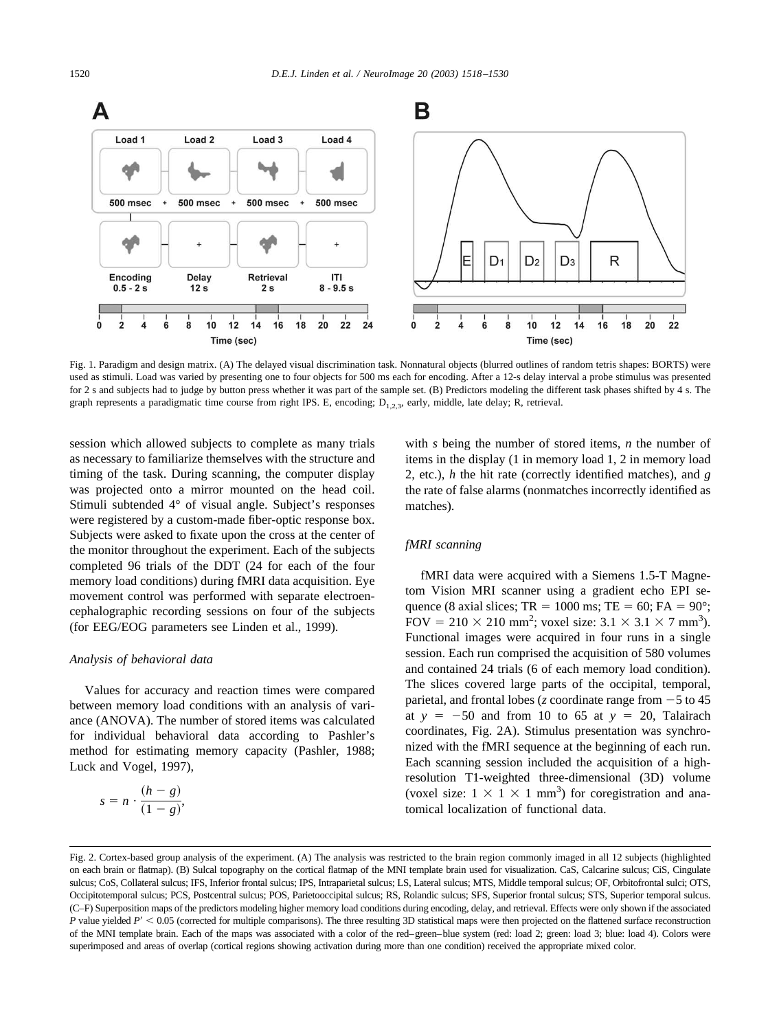Fig. 1. Paradigm and design matrix. (A) The delayed visual discrimination task. Nonnatural objects (blurred outlines of random tetris shapes: BORTS) were used as stimuli. Load was varied by presenting one to four objects for 500 ms each for encoding. After a 12-s delay interval a probe stimulus was presented for 2 s and subjects had to judge by button press whether it was part of the sample set. (B) Predictors modeling the different task phases shifted by 4 s. The graph represents a paradigmatic time course from right IPS. E, encoding; $D_{1,2,3}$, early, middle, late delay; R, retrieval.

session which allowed subjects to complete as many trials as necessary to familiarize themselves with the structure and timing of the task. During scanning, the computer display was projected onto a mirror mounted on the head coil. Stimuli subtended 4° of visual angle. Subject's responses were registered by a custom-made fiber-optic response box. Subjects were asked to fixate upon the cross at the center of the monitor throughout the experiment. Each of the subjects completed 96 trials of the DDT (24 for each of the four memory load conditions) during fMRI data acquisition. Eye movement control was performed with separate electroencephalographic recording sessions on four of the subjects (for EEG/EOG parameters see Linden et al., 1999).

### *Analysis of behavioral data*

Values for accuracy and reaction times were compared between memory load conditions with an analysis of variance (ANOVA). The number of stored items was calculated for individual behavioral data according to Pashler's method for estimating memory capacity (Pashler, 1988; Luck and Vogel, 1997),

$$s = n \cdot \frac{(h - g)}{(1 - g)},$$

with *s* being the number of stored items, *n* the number of items in the display (1 in memory load 1, 2 in memory load 2, etc.), *h* the hit rate (correctly identified matches), and *g* the rate of false alarms (nonmatches incorrectly identified as matches).

### *fMRI scanning*

fMRI data were acquired with a Siemens 1.5-T Magnetom Vision MRI scanner using a gradient echo EPI sequence (8 axial slices; TR = 1000 ms; TE = 60; FA = 90°; FOV = $210 \times 210$ mm$^2$; voxel size: $3.1 \times 3.1 \times 7$ mm$^3$). Functional images were acquired in four runs in a single session. Each run comprised the acquisition of 580 volumes and contained 24 trials (6 of each memory load condition). The slices covered large parts of the occipital, temporal, parietal, and frontal lobes (*z* coordinate range from −5 to 45 at $y = -50$ and from 10 to 65 at $y = 20$, Talairach coordinates, Fig. 2A). Stimulus presentation was synchronized with the fMRI sequence at the beginning of each run. Each scanning session included the acquisition of a high-resolution T1-weighted three-dimensional (3D) volume (voxel size: $1 \times 1 \times 1$ mm$^3$) for coregistration and anatomical localization of functional data.

Fig. 2. Cortex-based group analysis of the experiment. (A) The analysis was restricted to the brain region commonly imaged in all 12 subjects (highlighted on each brain or flatmap). (B) Sulcal topography on the cortical flatmap of the MNI template brain used for visualization. CaS, Calcarine sulcus; CiS, Cingulate sulcus; CoS, Collateral sulcus; IFS, Inferior frontal sulcus; IPS, Intraparietal sulcus; LS, Lateral sulcus; MTS, Middle temporal sulcus; OF, Orbitofrontal sulci; OTS, Occipitotemporal sulcus; PCS, Postcentral sulcus; POS, Parietooccipital sulcus; RS, Rolandic sulcus; SFS, Superior frontal sulcus; STS, Superior temporal sulcus. (C–F) Superposition maps of the predictors modeling higher memory load conditions during encoding, delay, and retrieval. Effects were only shown if the associated *P* value yielded $P' < 0.05$ (corrected for multiple comparisons). The three resulting 3D statistical maps were then projected on the flattened surface reconstruction of the MNI template brain. Each of the maps was associated with a color of the red–green–blue system (red: load 2; green: load 3; blue: load 4). Colors were superimposed and areas of overlap (cortical regions showing activation during more than one condition) received the appropriate mixed color.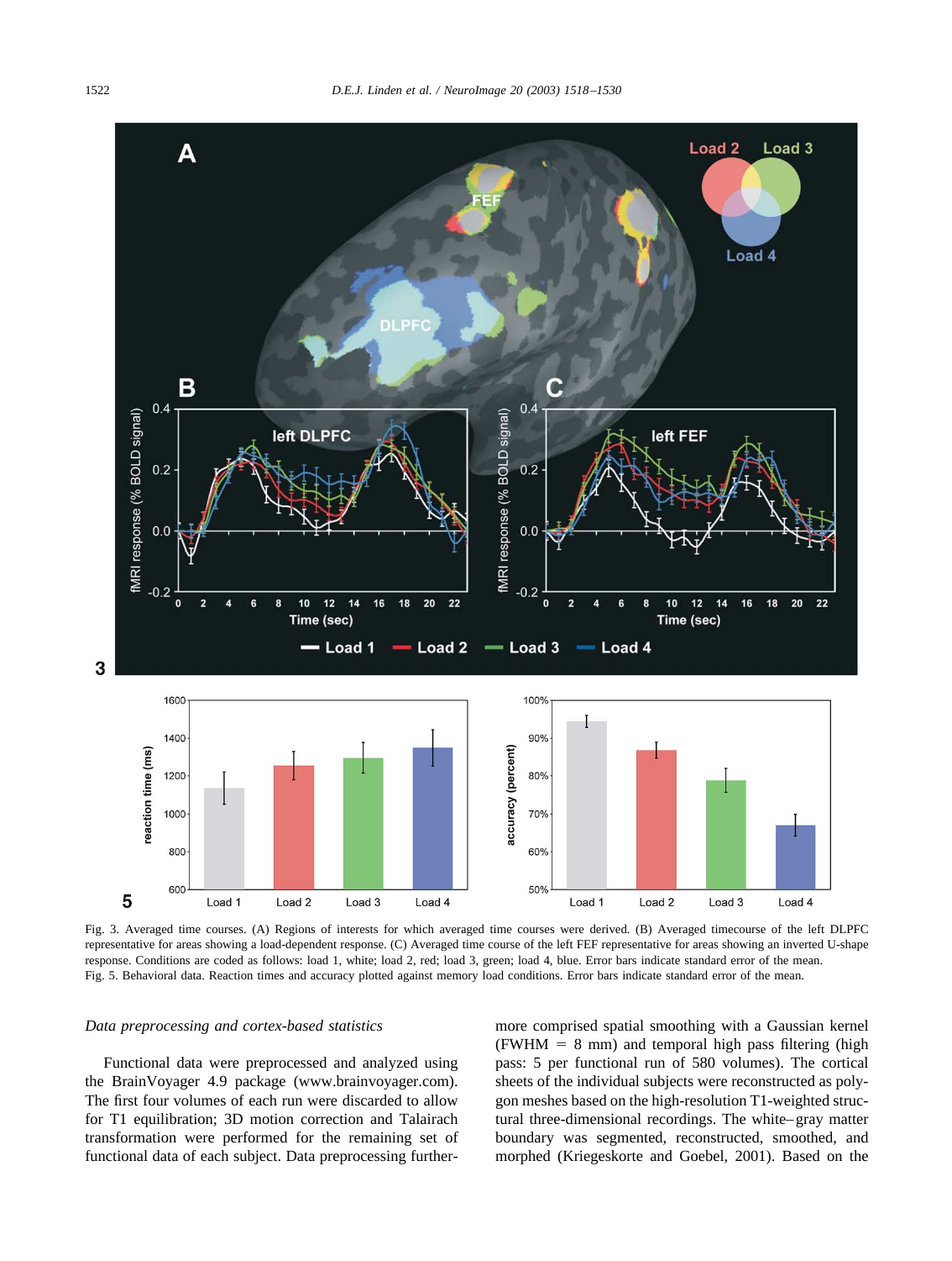Fig. 3. Averaged time courses. (A) Regions of interests for which averaged time courses were derived. (B) Averaged timecourse of the left DLPFC representative for areas showing a load-dependent response. (C) Averaged time course of the left FEF representative for areas showing an inverted U-shape response. Conditions are coded as follows: load 1, white; load 2, red; load 3, green; load 4, blue. Error bars indicate standard error of the mean.

Fig. 5. Behavioral data. Reaction times and accuracy plotted against memory load conditions. Error bars indicate standard error of the mean.

*Data preprocessing and cortex-based statistics*

Functional data were preprocessed and analyzed using the BrainVoyager 4.9 package (www.brainvoyager.com). The first four volumes of each run were discarded to allow for T1 equilibration; 3D motion correction and Talairach transformation were performed for the remaining set of functional data of each subject. Data preprocessing furthermore comprised spatial smoothing with a Gaussian kernel (FWHM = 8 mm) and temporal high pass filtering (high pass: 5 per functional run of 580 volumes). The cortical sheets of the individual subjects were reconstructed as polygon meshes based on the high-resolution T1-weighted structural three-dimensional recordings. The white–gray matter boundary was segmented, reconstructed, smoothed, and morphed (Kriegeskorte and Goebel, 2001). Based on the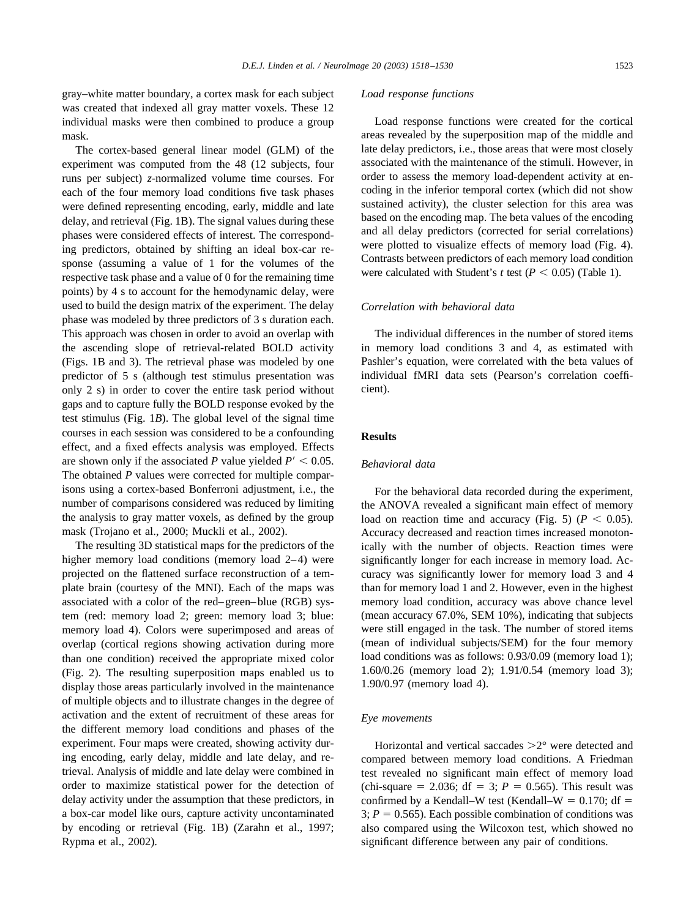gray–white matter boundary, a cortex mask for each subject was created that indexed all gray matter voxels. These 12 individual masks were then combined to produce a group mask.

The cortex-based general linear model (GLM) of the experiment was computed from the 48 (12 subjects, four runs per subject) *z*-normalized volume time courses. For each of the four memory load conditions five task phases were defined representing encoding, early, middle and late delay, and retrieval (Fig. 1B). The signal values during these phases were considered effects of interest. The corresponding predictors, obtained by shifting an ideal box-car response (assuming a value of 1 for the volumes of the respective task phase and a value of 0 for the remaining time points) by 4 s to account for the hemodynamic delay, were used to build the design matrix of the experiment. The delay phase was modeled by three predictors of 3 s duration each. This approach was chosen in order to avoid an overlap with the ascending slope of retrieval-related BOLD activity (Figs. 1B and 3). The retrieval phase was modeled by one predictor of 5 s (although test stimulus presentation was only 2 s) in order to cover the entire task period without gaps and to capture fully the BOLD response evoked by the test stimulus (Fig. 1*B*). The global level of the signal time courses in each session was considered to be a confounding effect, and a fixed effects analysis was employed. Effects are shown only if the associated *P* value yielded $P' < 0.05$. The obtained *P* values were corrected for multiple comparisons using a cortex-based Bonferroni adjustment, i.e., the number of comparisons considered was reduced by limiting the analysis to gray matter voxels, as defined by the group mask (Trojano et al., 2000; Muckli et al., 2002).

The resulting 3D statistical maps for the predictors of the higher memory load conditions (memory load 2–4) were projected on the flattened surface reconstruction of a template brain (courtesy of the MNI). Each of the maps was associated with a color of the red–green–blue (RGB) system (red: memory load 2; green: memory load 3; blue: memory load 4). Colors were superimposed and areas of overlap (cortical regions showing activation during more than one condition) received the appropriate mixed color (Fig. 2). The resulting superposition maps enabled us to display those areas particularly involved in the maintenance of multiple objects and to illustrate changes in the degree of activation and the extent of recruitment of these areas for the different memory load conditions and phases of the experiment. Four maps were created, showing activity during encoding, early delay, middle and late delay, and retrieval. Analysis of middle and late delay were combined in order to maximize statistical power for the detection of delay activity under the assumption that these predictors, in a box-car model like ours, capture activity uncontaminated by encoding or retrieval (Fig. 1B) (Zarahn et al., 1997; Rypma et al., 2002).

### *Load response functions*

Load response functions were created for the cortical areas revealed by the superposition map of the middle and late delay predictors, i.e., those areas that were most closely associated with the maintenance of the stimuli. However, in order to assess the memory load-dependent activity at encoding in the inferior temporal cortex (which did not show sustained activity), the cluster selection for this area was based on the encoding map. The beta values of the encoding and all delay predictors (corrected for serial correlations) were plotted to visualize effects of memory load (Fig. 4). Contrasts between predictors of each memory load condition were calculated with Student's *t* test ($P < 0.05$) (Table 1).

### *Correlation with behavioral data*

The individual differences in the number of stored items in memory load conditions 3 and 4, as estimated with Pashler's equation, were correlated with the beta values of individual fMRI data sets (Pearson's correlation coefficient).

## Results

### *Behavioral data*

For the behavioral data recorded during the experiment, the ANOVA revealed a significant main effect of memory load on reaction time and accuracy (Fig. 5) ($P < 0.05$). Accuracy decreased and reaction times increased monotonically with the number of objects. Reaction times were significantly longer for each increase in memory load. Accuracy was significantly lower for memory load 3 and 4 than for memory load 1 and 2. However, even in the highest memory load condition, accuracy was above chance level (mean accuracy 67.0%, SEM 10%), indicating that subjects were still engaged in the task. The number of stored items (mean of individual subjects/SEM) for the four memory load conditions was as follows: 0.93/0.09 (memory load 1); 1.60/0.26 (memory load 2); 1.91/0.54 (memory load 3); 1.90/0.97 (memory load 4).

### *Eye movements*

Horizontal and vertical saccades $>2°$ were detected and compared between memory load conditions. A Friedman test revealed no significant main effect of memory load (chi-square = 2.036; df = 3; $P = 0.565$). This result was confirmed by a Kendall–W test (Kendall–W = 0.170; df = 3; $P = 0.565$). Each possible combination of conditions was also compared using the Wilcoxon test, which showed no significant difference between any pair of conditions.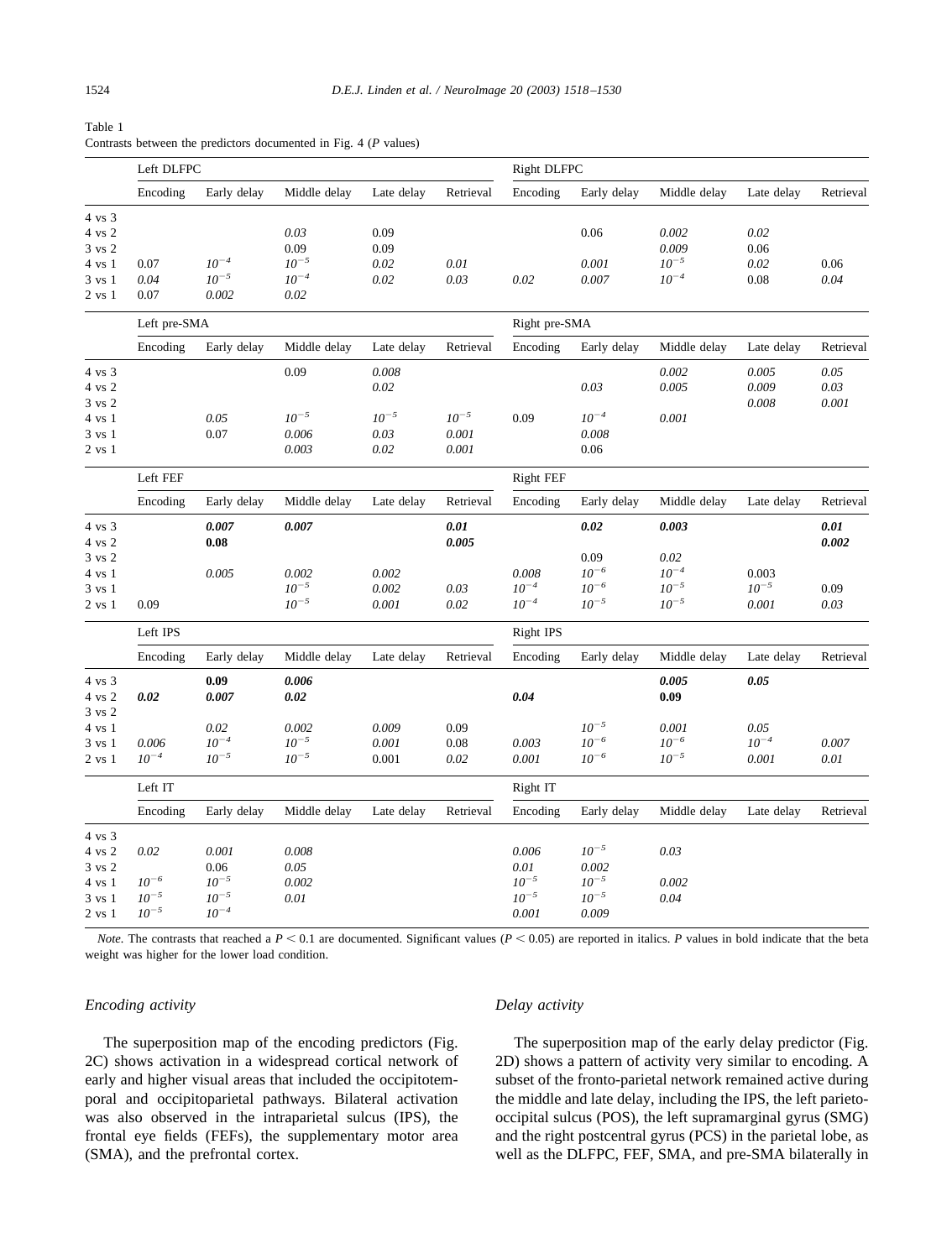Table 1
Contrasts between the predictors documented in Fig. 4 ($P$ values)

| | Left DLFPC | | | | | Right DLPFC | | | | |
|---|---|---|---|---|---|---|---|---|---|---|
| | Encoding | Early delay | Middle delay | Late delay | Retrieval | Encoding | Early delay | Middle delay | Late delay | Retrieval |
| 4 vs 3 | | | | | | | | | | |
| 4 vs 2 | | | *0.03* | 0.09 | | | 0.06 | *0.002* | *0.02* | |
| 3 vs 2 | | | 0.09 | 0.09 | | | | *0.009* | 0.06 | |
| 4 vs 1 | 0.07 | *$10^{-4}$* | *$10^{-5}$* | *0.02* | *0.01* | | *0.001* | *$10^{-5}$* | *0.02* | 0.06 |
| 3 vs 1 | *0.04* | *$10^{-5}$* | *$10^{-4}$* | *0.02* | *0.03* | *0.02* | *0.007* | *$10^{-4}$* | 0.08 | *0.04* |
| 2 vs 1 | 0.07 | *0.002* | *0.02* | | | | | | | |
| | **Left pre-SMA** | | | | | **Right pre-SMA** | | | | |
| | Encoding | Early delay | Middle delay | Late delay | Retrieval | Encoding | Early delay | Middle delay | Late delay | Retrieval |
| 4 vs 3 | | | 0.09 | *0.008* | | | | *0.002* | *0.005* | *0.05* |
| 4 vs 2 | | | | *0.02* | | | *0.03* | *0.005* | *0.009* | *0.03* |
| 3 vs 2 | | | | | | | | | *0.008* | *0.001* |
| 4 vs 1 | | *0.05* | *$10^{-5}$* | *$10^{-5}$* | *$10^{-5}$* | 0.09 | *$10^{-4}$* | *0.001* | | |
| 3 vs 1 | | 0.07 | *0.006* | *0.03* | *0.001* | | *0.008* | | | |
| 2 vs 1 | | | *0.003* | *0.02* | *0.001* | | 0.06 | | | |
| | **Left FEF** | | | | | **Right FEF** | | | | |
| | Encoding | Early delay | Middle delay | Late delay | Retrieval | Encoding | Early delay | Middle delay | Late delay | Retrieval |
| 4 vs 3 | | ***0.007*** | ***0.007*** | | ***0.01*** | | ***0.02*** | ***0.003*** | | ***0.01*** |
| 4 vs 2 | | **0.08** | | | ***0.005*** | | | | | ***0.002*** |
| 3 vs 2 | | | | | | | 0.09 | *0.02* | | |
| 4 vs 1 | | *0.005* | *0.002* | *0.002* | | *0.008* | *$10^{-6}$* | *$10^{-4}$* | *0.003* | |
| 3 vs 1 | | | *$10^{-5}$* | *0.002* | *0.03* | *$10^{-4}$* | *$10^{-6}$* | *$10^{-5}$* | *$10^{-5}$* | 0.09 |
| 2 vs 1 | 0.09 | | *$10^{-5}$* | *0.001* | *0.02* | *$10^{-4}$* | *$10^{-5}$* | *$10^{-5}$* | *0.001* | *0.03* |
| | **Left IPS** | | | | | **Right IPS** | | | | |
| | Encoding | Early delay | Middle delay | Late delay | Retrieval | Encoding | Early delay | Middle delay | Late delay | Retrieval |
| 4 vs 3 | | **0.09** | ***0.006*** | | | | | ***0.005*** | ***0.05*** | |
| 4 vs 2 | ***0.02*** | ***0.007*** | ***0.02*** | | | ***0.04*** | | **0.09** | | |
| 3 vs 2 | | | | | | | | | | |
| 4 vs 1 | | *0.02* | *0.002* | *0.009* | 0.09 | | *$10^{-5}$* | *0.001* | *0.05* | |
| 3 vs 1 | *0.006* | *$10^{-4}$* | *$10^{-5}$* | *0.001* | 0.08 | *0.003* | *$10^{-6}$* | *$10^{-6}$* | *$10^{-4}$* | *0.007* |
| 2 vs 1 | *$10^{-4}$* | *$10^{-5}$* | *$10^{-5}$* | 0.001 | *0.02* | *0.001* | *$10^{-6}$* | *$10^{-5}$* | *0.001* | *0.01* |
| | **Left IT** | | | | | **Right IT** | | | | |
| | Encoding | Early delay | Middle delay | Late delay | Retrieval | Encoding | Early delay | Middle delay | Late delay | Retrieval |
| 4 vs 3 | | | | | | | | | | |
| 4 vs 2 | *0.02* | *0.001* | *0.008* | | | *0.006* | *$10^{-5}$* | *0.03* | | |
| 3 vs 2 | | 0.06 | *0.05* | | | *0.01* | *0.002* | | | |
| 4 vs 1 | *$10^{-6}$* | *$10^{-5}$* | *0.002* | | | *$10^{-5}$* | *$10^{-5}$* | *0.002* | | |
| 3 vs 1 | *$10^{-5}$* | *$10^{-5}$* | *0.01* | | | *$10^{-5}$* | *$10^{-5}$* | *0.04* | | |
| 2 vs 1 | *$10^{-5}$* | *$10^{-4}$* | | | | *0.001* | *0.009* | | | |

*Note.* The contrasts that reached a $P < 0.1$ are documented. Significant values ($P < 0.05$) are reported in italics. $P$ values in bold indicate that the beta weight was higher for the lower load condition.

### Encoding activity

The superposition map of the encoding predictors (Fig. 2C) shows activation in a widespread cortical network of early and higher visual areas that included the occipitotemporal and occipitoparietal pathways. Bilateral activation was also observed in the intraparietal sulcus (IPS), the frontal eye fields (FEFs), the supplementary motor area (SMA), and the prefrontal cortex.

### Delay activity

The superposition map of the early delay predictor (Fig. 2D) shows a pattern of activity very similar to encoding. A subset of the fronto-parietal network remained active during the middle and late delay, including the IPS, the left parieto-occipital sulcus (POS), the left supramarginal gyrus (SMG) and the right postcentral gyrus (PCS) in the parietal lobe, as well as the DLPFC, FEF, SMA, and pre-SMA bilaterally in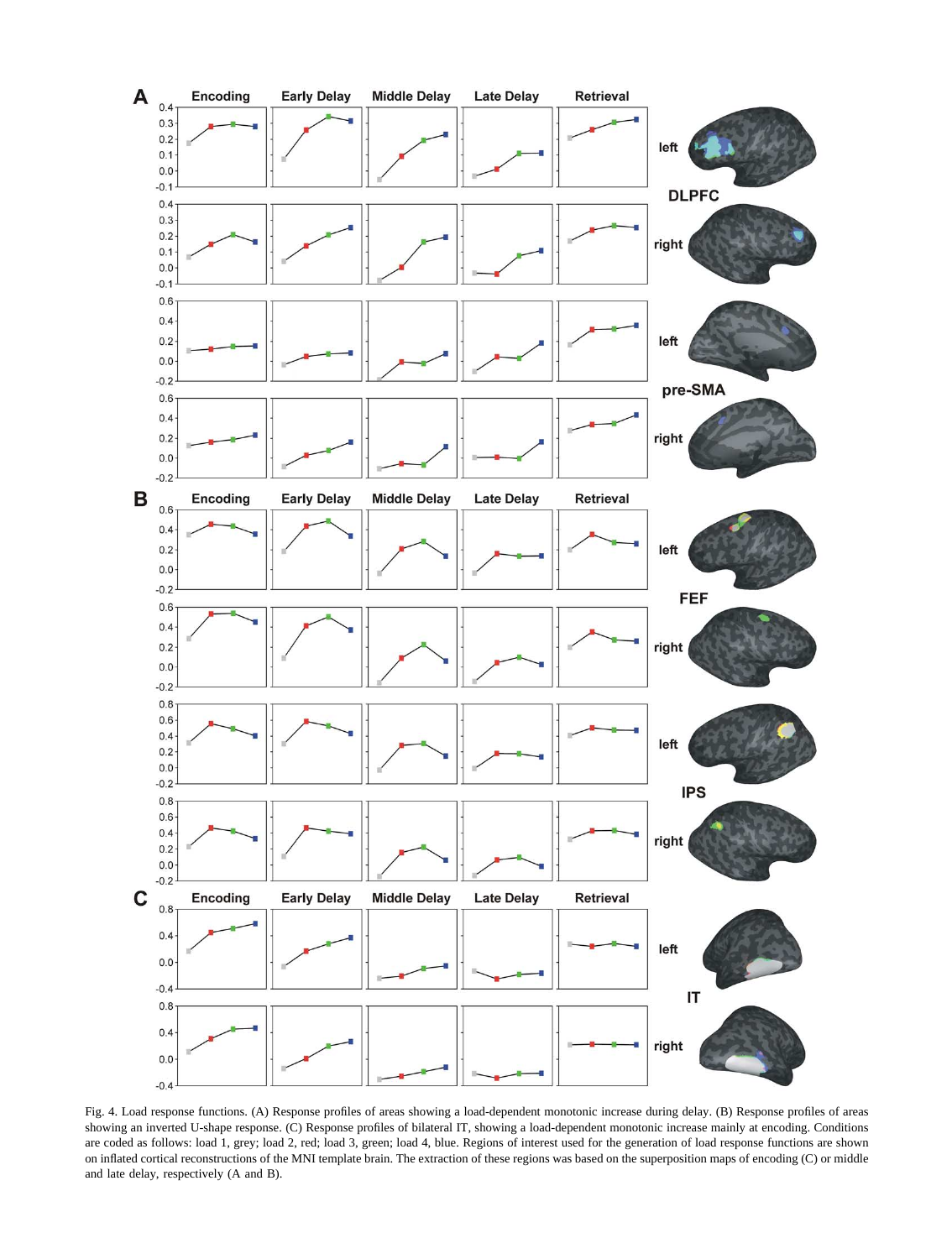Fig. 4. Load response functions. (A) Response profiles of areas showing a load-dependent monotonic increase during delay. (B) Response profiles of areas showing an inverted U-shape response. (C) Response profiles of bilateral IT, showing a load-dependent monotonic increase mainly at encoding. Conditions are coded as follows: load 1, grey; load 2, red; load 3, green; load 4, blue. Regions of interest used for the generation of load response functions are shown on inflated cortical reconstructions of the MNI template brain. The extraction of these regions was based on the superposition maps of encoding (C) or middle and late delay, respectively (A and B).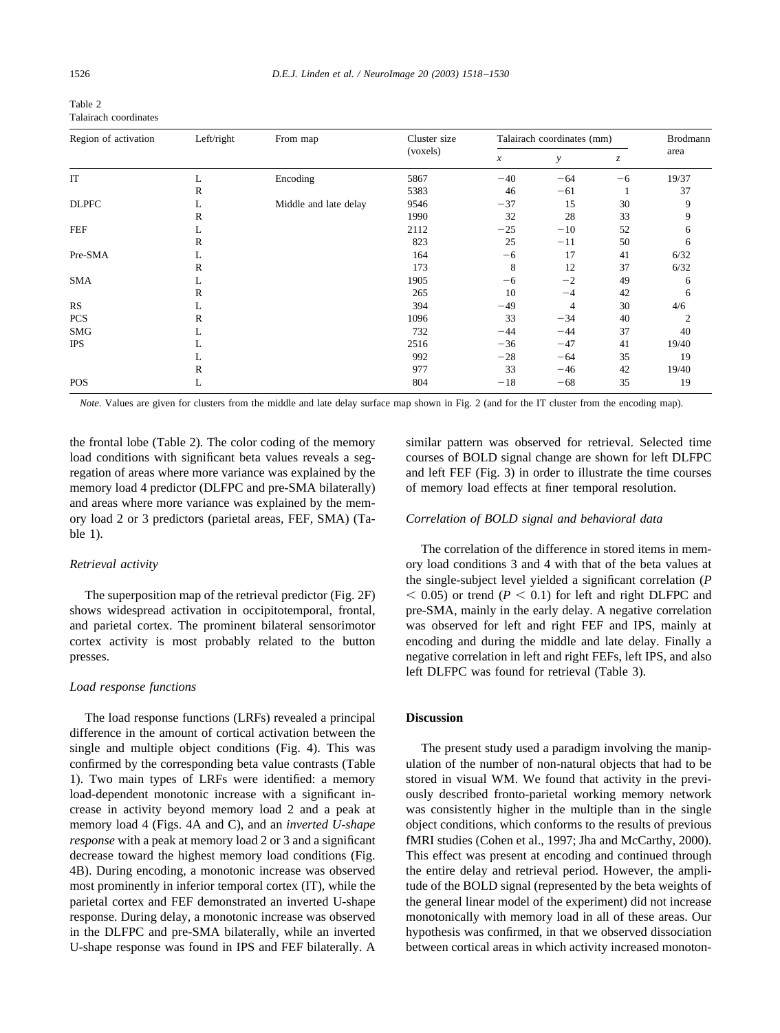Table 2
Talairach coordinates

| Region of activation | Left/right | From map | Cluster size (voxels) | Talairach coordinates (mm) | | | Brodmann area |
|---|---|---|---|---|---|---|---|
| | | | | $x$ | $y$ | $z$ | |
| IT | L | Encoding | 5867 | −40 | −64 | −6 | 19/37 |
| | R | | 5383 | 46 | −61 | 1 | 37 |
| DLPFC | L | Middle and late delay | 9546 | −37 | 15 | 30 | 9 |
| | R | | 1990 | 32 | 28 | 33 | 9 |
| FEF | L | | 2112 | −25 | −10 | 52 | 6 |
| | R | | 823 | 25 | −11 | 50 | 6 |
| Pre-SMA | L | | 164 | −6 | 17 | 41 | 6/32 |
| | R | | 173 | 8 | 12 | 37 | 6/32 |
| SMA | L | | 1905 | −6 | −2 | 49 | 6 |
| | R | | 265 | 10 | −4 | 42 | 6 |
| RS | L | | 394 | −49 | 4 | 30 | 4/6 |
| PCS | R | | 1096 | 33 | −34 | 40 | 2 |
| SMG | L | | 732 | −44 | −44 | 37 | 40 |
| IPS | L | | 2516 | −36 | −47 | 41 | 19/40 |
| | L | | 992 | −28 | −64 | 35 | 19 |
| | R | | 977 | 33 | −46 | 42 | 19/40 |
| POS | L | | 804 | −18 | −68 | 35 | 19 |

*Note.* Values are given for clusters from the middle and late delay surface map shown in Fig. 2 (and for the IT cluster from the encoding map).

the frontal lobe (Table 2). The color coding of the memory load conditions with significant beta values reveals a segregation of areas where more variance was explained by the memory load 4 predictor (DLPFC and pre-SMA bilaterally) and areas where more variance was explained by the memory load 2 or 3 predictors (parietal areas, FEF, SMA) (Table 1).

### *Retrieval activity*

The superposition map of the retrieval predictor (Fig. 2F) shows widespread activation in occipitotemporal, frontal, and parietal cortex. The prominent bilateral sensorimotor cortex activity is most probably related to the button presses.

### *Load response functions*

The load response functions (LRFs) revealed a principal difference in the amount of cortical activation between the single and multiple object conditions (Fig. 4). This was confirmed by the corresponding beta value contrasts (Table 1). Two main types of LRFs were identified: a memory load-dependent monotonic increase with a significant increase in activity beyond memory load 2 and a peak at memory load 4 (Figs. 4A and C), and an *inverted U-shape response* with a peak at memory load 2 or 3 and a significant decrease toward the highest memory load conditions (Fig. 4B). During encoding, a monotonic increase was observed most prominently in inferior temporal cortex (IT), while the parietal cortex and FEF demonstrated an inverted U-shape response. During delay, a monotonic increase was observed in the DLPFC and pre-SMA bilaterally, while an inverted U-shape response was found in IPS and FEF bilaterally. A similar pattern was observed for retrieval. Selected time courses of BOLD signal change are shown for left DLFPC and left FEF (Fig. 3) in order to illustrate the time courses of memory load effects at finer temporal resolution.

### *Correlation of BOLD signal and behavioral data*

The correlation of the difference in stored items in memory load conditions 3 and 4 with that of the beta values at the single-subject level yielded a significant correlation ($P < 0.05$) or trend ($P < 0.1$) for left and right DLFPC and pre-SMA, mainly in the early delay. A negative correlation was observed for left and right FEF and IPS, mainly at encoding and during the middle and late delay. Finally a negative correlation in left and right FEFs, left IPS, and also left DLFPC was found for retrieval (Table 3).

## Discussion

The present study used a paradigm involving the manipulation of the number of non-natural objects that had to be stored in visual WM. We found that activity in the previously described fronto-parietal working memory network was consistently higher in the multiple than in the single object conditions, which conforms to the results of previous fMRI studies (Cohen et al., 1997; Jha and McCarthy, 2000). This effect was present at encoding and continued through the entire delay and retrieval period. However, the amplitude of the BOLD signal (represented by the beta weights of the general linear model of the experiment) did not increase monotonically with memory load in all of these areas. Our hypothesis was confirmed, in that we observed dissociation between cortical areas in which activity increased monoton-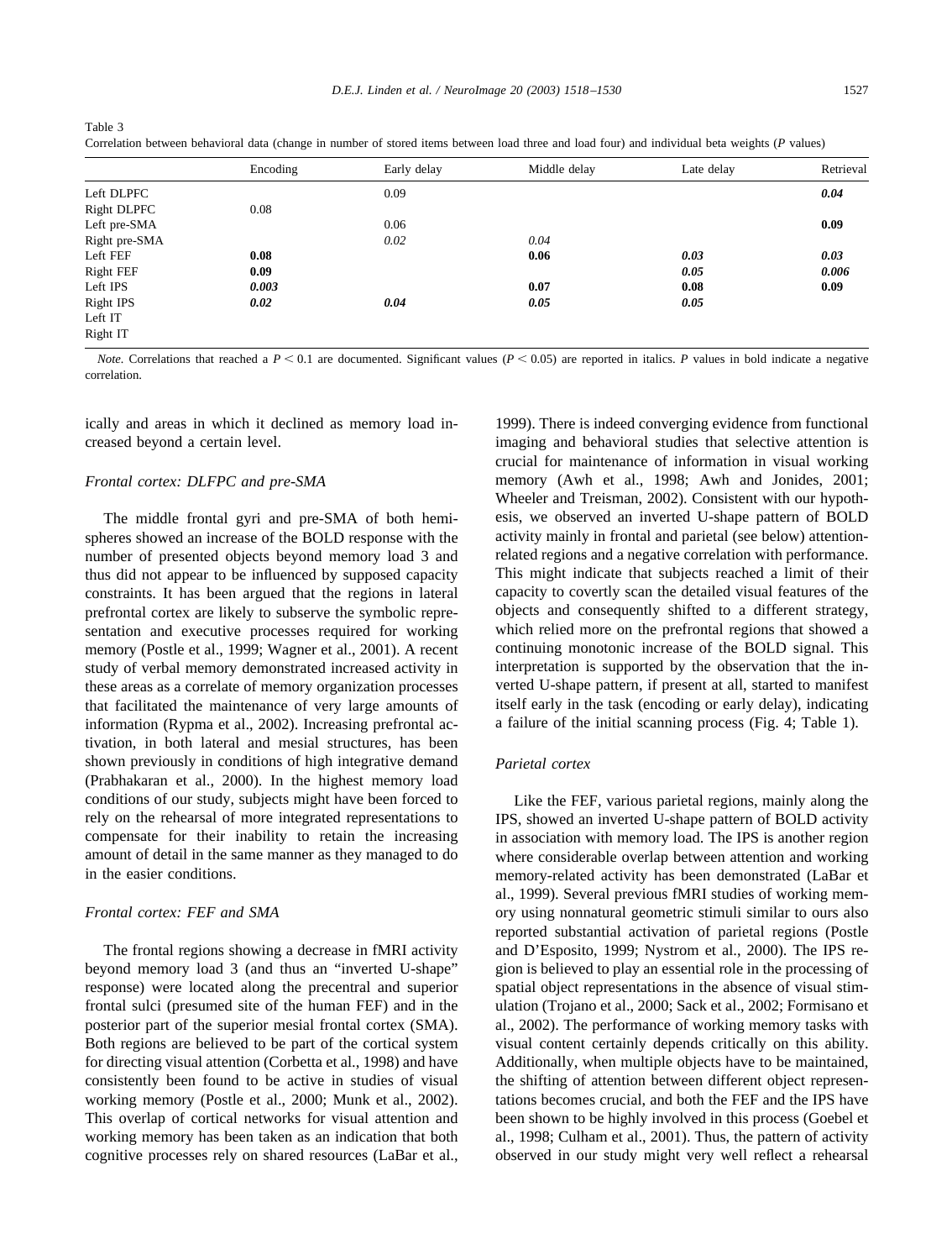Table 3
Correlation between behavioral data (change in number of stored items between load three and load four) and individual beta weights (*P* values)

| | Encoding | Early delay | Middle delay | Late delay | Retrieval |
|---|---|---|---|---|---|
| Left DLPFC | | 0.09 | | | ***0.04*** |
| Right DLPFC | 0.08 | | | | |
| Left pre-SMA | | 0.06 | | | **0.09** |
| Right pre-SMA | | *0.02* | *0.04* | | |
| Left FEF | **0.08** | | **0.06** | ***0.03*** | ***0.03*** |
| Right FEF | **0.09** | | | ***0.05*** | ***0.006*** |
| Left IPS | ***0.003*** | | **0.07** | **0.08** | **0.09** |
| Right IPS | ***0.02*** | ***0.04*** | ***0.05*** | ***0.05*** | |
| Left IT | | | | | |
| Right IT | | | | | |

*Note.* Correlations that reached a $P < 0.1$ are documented. Significant values ($P < 0.05$) are reported in italics. *P* values in bold indicate a negative correlation.

ically and areas in which it declined as memory load increased beyond a certain level.

### *Frontal cortex: DLFPC and pre-SMA*

The middle frontal gyri and pre-SMA of both hemispheres showed an increase of the BOLD response with the number of presented objects beyond memory load 3 and thus did not appear to be influenced by supposed capacity constraints. It has been argued that the regions in lateral prefrontal cortex are likely to subserve the symbolic representation and executive processes required for working memory (Postle et al., 1999; Wagner et al., 2001). A recent study of verbal memory demonstrated increased activity in these areas as a correlate of memory organization processes that facilitated the maintenance of very large amounts of information (Rypma et al., 2002). Increasing prefrontal activation, in both lateral and mesial structures, has been shown previously in conditions of high integrative demand (Prabhakaran et al., 2000). In the highest memory load conditions of our study, subjects might have been forced to rely on the rehearsal of more integrated representations to compensate for their inability to retain the increasing amount of detail in the same manner as they managed to do in the easier conditions.

### *Frontal cortex: FEF and SMA*

The frontal regions showing a decrease in fMRI activity beyond memory load 3 (and thus an "inverted U-shape" response) were located along the precentral and superior frontal sulci (presumed site of the human FEF) and in the posterior part of the superior mesial frontal cortex (SMA). Both regions are believed to be part of the cortical system for directing visual attention (Corbetta et al., 1998) and have consistently been found to be active in studies of visual working memory (Postle et al., 2000; Munk et al., 2002). This overlap of cortical networks for visual attention and working memory has been taken as an indication that both cognitive processes rely on shared resources (LaBar et al., 1999). There is indeed converging evidence from functional imaging and behavioral studies that selective attention is crucial for maintenance of information in visual working memory (Awh et al., 1998; Awh and Jonides, 2001; Wheeler and Treisman, 2002). Consistent with our hypothesis, we observed an inverted U-shape pattern of BOLD activity mainly in frontal and parietal (see below) attention-related regions and a negative correlation with performance. This might indicate that subjects reached a limit of their capacity to covertly scan the detailed visual features of the objects and consequently shifted to a different strategy, which relied more on the prefrontal regions that showed a continuing monotonic increase of the BOLD signal. This interpretation is supported by the observation that the inverted U-shape pattern, if present at all, started to manifest itself early in the task (encoding or early delay), indicating a failure of the initial scanning process (Fig. 4; Table 1).

### *Parietal cortex*

Like the FEF, various parietal regions, mainly along the IPS, showed an inverted U-shape pattern of BOLD activity in association with memory load. The IPS is another region where considerable overlap between attention and working memory-related activity has been demonstrated (LaBar et al., 1999). Several previous fMRI studies of working memory using nonnatural geometric stimuli similar to ours also reported substantial activation of parietal regions (Postle and D'Esposito, 1999; Nystrom et al., 2000). The IPS region is believed to play an essential role in the processing of spatial object representations in the absence of visual stimulation (Trojano et al., 2000; Sack et al., 2002; Formisano et al., 2002). The performance of working memory tasks with visual content certainly depends critically on this ability. Additionally, when multiple objects have to be maintained, the shifting of attention between different object representations becomes crucial, and both the FEF and the IPS have been shown to be highly involved in this process (Goebel et al., 1998; Culham et al., 2001). Thus, the pattern of activity observed in our study might very well reflect a rehearsal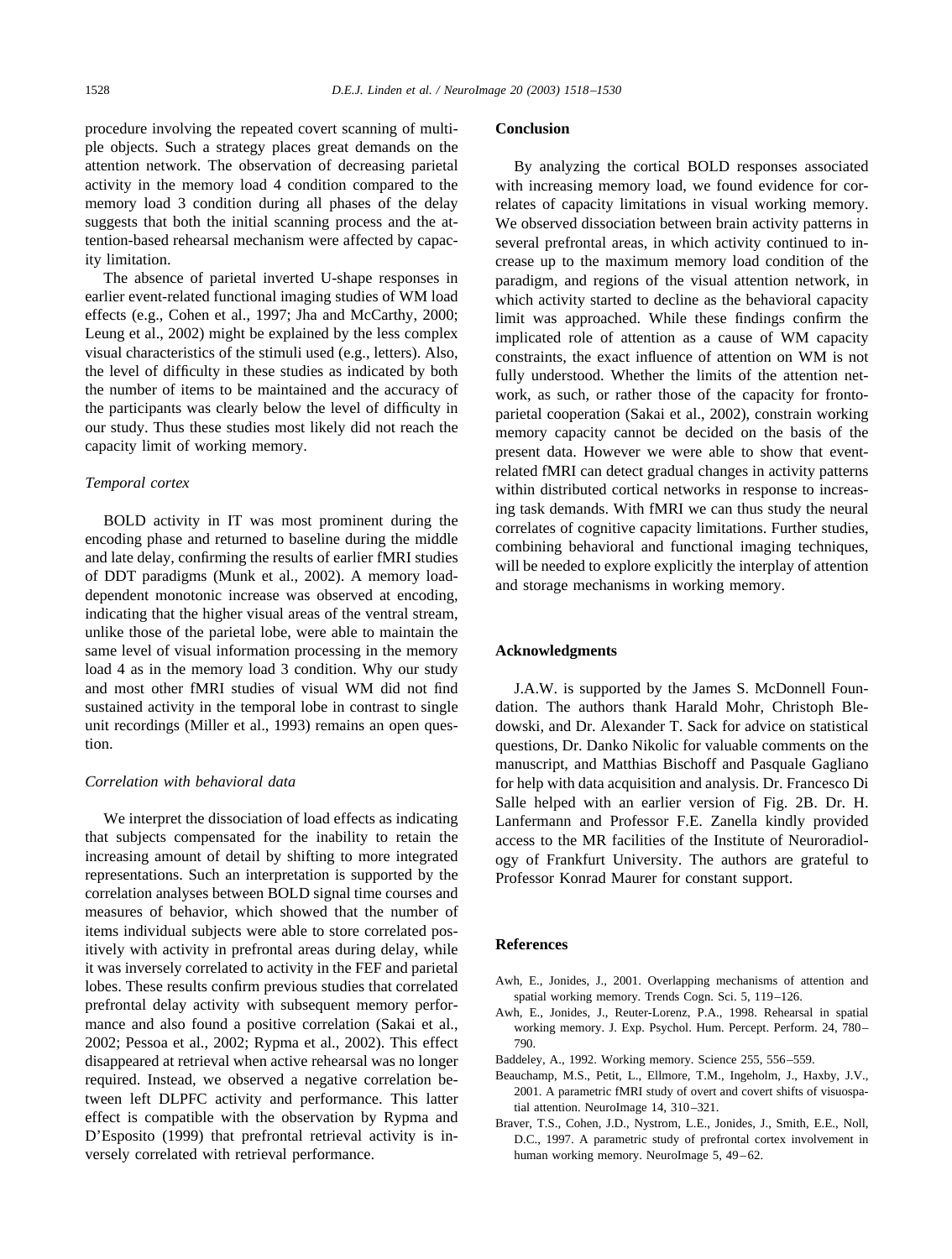procedure involving the repeated covert scanning of multiple objects. Such a strategy places great demands on the attention network. The observation of decreasing parietal activity in the memory load 4 condition compared to the memory load 3 condition during all phases of the delay suggests that both the initial scanning process and the attention-based rehearsal mechanism were affected by capacity limitation.

The absence of parietal inverted U-shape responses in earlier event-related functional imaging studies of WM load effects (e.g., Cohen et al., 1997; Jha and McCarthy, 2000; Leung et al., 2002) might be explained by the less complex visual characteristics of the stimuli used (e.g., letters). Also, the level of difficulty in these studies as indicated by both the number of items to be maintained and the accuracy of the participants was clearly below the level of difficulty in our study. Thus these studies most likely did not reach the capacity limit of working memory.

### *Temporal cortex*

BOLD activity in IT was most prominent during the encoding phase and returned to baseline during the middle and late delay, confirming the results of earlier fMRI studies of DDT paradigms (Munk et al., 2002). A memory load-dependent monotonic increase was observed at encoding, indicating that the higher visual areas of the ventral stream, unlike those of the parietal lobe, were able to maintain the same level of visual information processing in the memory load 4 as in the memory load 3 condition. Why our study and most other fMRI studies of visual WM did not find sustained activity in the temporal lobe in contrast to single unit recordings (Miller et al., 1993) remains an open question.

### *Correlation with behavioral data*

We interpret the dissociation of load effects as indicating that subjects compensated for the inability to retain the increasing amount of detail by shifting to more integrated representations. Such an interpretation is supported by the correlation analyses between BOLD signal time courses and measures of behavior, which showed that the number of items individual subjects were able to store correlated positively with activity in prefrontal areas during delay, while it was inversely correlated to activity in the FEF and parietal lobes. These results confirm previous studies that correlated prefrontal delay activity with subsequent memory performance and also found a positive correlation (Sakai et al., 2002; Pessoa et al., 2002; Rypma et al., 2002). This effect disappeared at retrieval when active rehearsal was no longer required. Instead, we observed a negative correlation between left DLPFC activity and performance. This latter effect is compatible with the observation by Rypma and D'Esposito (1999) that prefrontal retrieval activity is inversely correlated with retrieval performance.

## Conclusion

By analyzing the cortical BOLD responses associated with increasing memory load, we found evidence for correlates of capacity limitations in visual working memory. We observed dissociation between brain activity patterns in several prefrontal areas, in which activity continued to increase up to the maximum memory load condition of the paradigm, and regions of the visual attention network, in which activity started to decline as the behavioral capacity limit was approached. While these findings confirm the implicated role of attention as a cause of WM capacity constraints, the exact influence of attention on WM is not fully understood. Whether the limits of the attention network, as such, or rather those of the capacity for frontoparietal cooperation (Sakai et al., 2002), constrain working memory capacity cannot be decided on the basis of the present data. However we were able to show that event-related fMRI can detect gradual changes in activity patterns within distributed cortical networks in response to increasing task demands. With fMRI we can thus study the neural correlates of cognitive capacity limitations. Further studies, combining behavioral and functional imaging techniques, will be needed to explore explicitly the interplay of attention and storage mechanisms in working memory.

## Acknowledgments

J.A.W. is supported by the James S. McDonnell Foundation. The authors thank Harald Mohr, Christoph Bledowski, and Dr. Alexander T. Sack for advice on statistical questions, Dr. Danko Nikolic for valuable comments on the manuscript, and Matthias Bischoff and Pasquale Gagliano for help with data acquisition and analysis. Dr. Francesco Di Salle helped with an earlier version of Fig. 2B. Dr. H. Lanfermann and Professor F.E. Zanella kindly provided access to the MR facilities of the Institute of Neuroradiology of Frankfurt University. The authors are grateful to Professor Konrad Maurer for constant support.

## References

Awh, E., Jonides, J., 2001. Overlapping mechanisms of attention and spatial working memory. Trends Cogn. Sci. 5, 119–126.

Awh, E., Jonides, J., Reuter-Lorenz, P.A., 1998. Rehearsal in spatial working memory. J. Exp. Psychol. Hum. Percept. Perform. 24, 780–790.

Baddeley, A., 1992. Working memory. Science 255, 556–559.

Beauchamp, M.S., Petit, L., Ellmore, T.M., Ingeholm, J., Haxby, J.V., 2001. A parametric fMRI study of overt and covert shifts of visuospatial attention. NeuroImage 14, 310–321.

Braver, T.S., Cohen, J.D., Nystrom, L.E., Jonides, J., Smith, E.E., Noll, D.C., 1997. A parametric study of prefrontal cortex involvement in human working memory. NeuroImage 5, 49–62.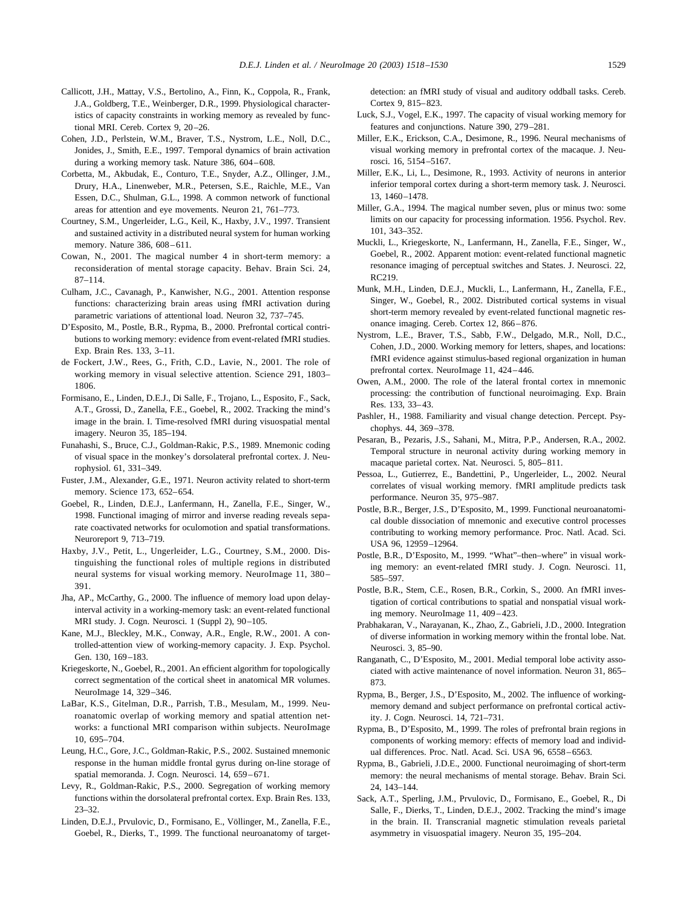Callicott, J.H., Mattay, V.S., Bertolino, A., Finn, K., Coppola, R., Frank, J.A., Goldberg, T.E., Weinberger, D.R., 1999. Physiological characteristics of capacity constraints in working memory as revealed by functional MRI. Cereb. Cortex 9, 20–26.

Cohen, J.D., Perlstein, W.M., Braver, T.S., Nystrom, L.E., Noll, D.C., Jonides, J., Smith, E.E., 1997. Temporal dynamics of brain activation during a working memory task. Nature 386, 604–608.

Corbetta, M., Akbudak, E., Conturo, T.E., Snyder, A.Z., Ollinger, J.M., Drury, H.A., Linenweber, M.R., Petersen, S.E., Raichle, M.E., Van Essen, D.C., Shulman, G.L., 1998. A common network of functional areas for attention and eye movements. Neuron 21, 761–773.

Courtney, S.M., Ungerleider, L.G., Keil, K., Haxby, J.V., 1997. Transient and sustained activity in a distributed neural system for human working memory. Nature 386, 608–611.

Cowan, N., 2001. The magical number 4 in short-term memory: a reconsideration of mental storage capacity. Behav. Brain Sci. 24, 87–114.

Culham, J.C., Cavanagh, P., Kanwisher, N.G., 2001. Attention response functions: characterizing brain areas using fMRI activation during parametric variations of attentional load. Neuron 32, 737–745.

D'Esposito, M., Postle, B.R., Rypma, B., 2000. Prefrontal cortical contributions to working memory: evidence from event-related fMRI studies. Exp. Brain Res. 133, 3–11.

de Fockert, J.W., Rees, G., Frith, C.D., Lavie, N., 2001. The role of working memory in visual selective attention. Science 291, 1803–1806.

Formisano, E., Linden, D.E.J., Di Salle, F., Trojano, L., Esposito, F., Sack, A.T., Grossi, D., Zanella, F.E., Goebel, R., 2002. Tracking the mind's image in the brain. I. Time-resolved fMRI during visuospatial mental imagery. Neuron 35, 185–194.

Funahashi, S., Bruce, C.J., Goldman-Rakic, P.S., 1989. Mnemonic coding of visual space in the monkey's dorsolateral prefrontal cortex. J. Neurophysiol. 61, 331–349.

Fuster, J.M., Alexander, G.E., 1971. Neuron activity related to short-term memory. Science 173, 652–654.

Goebel, R., Linden, D.E.J., Lanfermann, H., Zanella, F.E., Singer, W., 1998. Functional imaging of mirror and inverse reading reveals separate coactivated networks for oculomotion and spatial transformations. Neuroreport 9, 713–719.

Haxby, J.V., Petit, L., Ungerleider, L.G., Courtney, S.M., 2000. Distinguishing the functional roles of multiple regions in distributed neural systems for visual working memory. NeuroImage 11, 380–391.

Jha, AP., McCarthy, G., 2000. The influence of memory load upon delay-interval activity in a working-memory task: an event-related functional MRI study. J. Cogn. Neurosci. 1 (Suppl 2), 90–105.

Kane, M.J., Bleckley, M.K., Conway, A.R., Engle, R.W., 2001. A controlled-attention view of working-memory capacity. J. Exp. Psychol. Gen. 130, 169–183.

Kriegeskorte, N., Goebel, R., 2001. An efficient algorithm for topologically correct segmentation of the cortical sheet in anatomical MR volumes. NeuroImage 14, 329–346.

LaBar, K.S., Gitelman, D.R., Parrish, T.B., Mesulam, M., 1999. Neuroanatomic overlap of working memory and spatial attention networks: a functional MRI comparison within subjects. NeuroImage 10, 695–704.

Leung, H.C., Gore, J.C., Goldman-Rakic, P.S., 2002. Sustained mnemonic response in the human middle frontal gyrus during on-line storage of spatial memoranda. J. Cogn. Neurosci. 14, 659–671.

Levy, R., Goldman-Rakic, P.S., 2000. Segregation of working memory functions within the dorsolateral prefrontal cortex. Exp. Brain Res. 133, 23–32.

Linden, D.E.J., Prvulovic, D., Formisano, E., Völlinger, M., Zanella, F.E., Goebel, R., Dierks, T., 1999. The functional neuroanatomy of target-detection: an fMRI study of visual and auditory oddball tasks. Cereb. Cortex 9, 815–823.

Luck, S.J., Vogel, E.K., 1997. The capacity of visual working memory for features and conjunctions. Nature 390, 279–281.

Miller, E.K., Erickson, C.A., Desimone, R., 1996. Neural mechanisms of visual working memory in prefrontal cortex of the macaque. J. Neurosci. 16, 5154–5167.

Miller, E.K., Li, L., Desimone, R., 1993. Activity of neurons in anterior inferior temporal cortex during a short-term memory task. J. Neurosci. 13, 1460–1478.

Miller, G.A., 1994. The magical number seven, plus or minus two: some limits on our capacity for processing information. 1956. Psychol. Rev. 101, 343–352.

Muckli, L., Kriegeskorte, N., Lanfermann, H., Zanella, F.E., Singer, W., Goebel, R., 2002. Apparent motion: event-related functional magnetic resonance imaging of perceptual switches and States. J. Neurosci. 22, RC219.

Munk, M.H., Linden, D.E.J., Muckli, L., Lanfermann, H., Zanella, F.E., Singer, W., Goebel, R., 2002. Distributed cortical systems in visual short-term memory revealed by event-related functional magnetic resonance imaging. Cereb. Cortex 12, 866–876.

Nystrom, L.E., Braver, T.S., Sabb, F.W., Delgado, M.R., Noll, D.C., Cohen, J.D., 2000. Working memory for letters, shapes, and locations: fMRI evidence against stimulus-based regional organization in human prefrontal cortex. NeuroImage 11, 424–446.

Owen, A.M., 2000. The role of the lateral frontal cortex in mnemonic processing: the contribution of functional neuroimaging. Exp. Brain Res. 133, 33–43.

Pashler, H., 1988. Familiarity and visual change detection. Percept. Psychophys. 44, 369–378.

Pesaran, B., Pezaris, J.S., Sahani, M., Mitra, P.P., Andersen, R.A., 2002. Temporal structure in neuronal activity during working memory in macaque parietal cortex. Nat. Neurosci. 5, 805–811.

Pessoa, L., Gutierrez, E., Bandettini, P., Ungerleider, L., 2002. Neural correlates of visual working memory. fMRI amplitude predicts task performance. Neuron 35, 975–987.

Postle, B.R., Berger, J.S., D'Esposito, M., 1999. Functional neuroanatomical double dissociation of mnemonic and executive control processes contributing to working memory performance. Proc. Natl. Acad. Sci. USA 96, 12959–12964.

Postle, B.R., D'Esposito, M., 1999. "What"–then–where" in visual working memory: an event-related fMRI study. J. Cogn. Neurosci. 11, 585–597.

Postle, B.R., Stem, C.E., Rosen, B.R., Corkin, S., 2000. An fMRI investigation of cortical contributions to spatial and nonspatial visual working memory. NeuroImage 11, 409–423.

Prabhakaran, V., Narayanan, K., Zhao, Z., Gabrieli, J.D., 2000. Integration of diverse information in working memory within the frontal lobe. Nat. Neurosci. 3, 85–90.

Ranganath, C., D'Esposito, M., 2001. Medial temporal lobe activity associated with active maintenance of novel information. Neuron 31, 865–873.

Rypma, B., Berger, J.S., D'Esposito, M., 2002. The influence of working-memory demand and subject performance on prefrontal cortical activity. J. Cogn. Neurosci. 14, 721–731.

Rypma, B., D'Esposito, M., 1999. The roles of prefrontal brain regions in components of working memory: effects of memory load and individual differences. Proc. Natl. Acad. Sci. USA 96, 6558–6563.

Rypma, B., Gabrieli, J.D.E., 2000. Functional neuroimaging of short-term memory: the neural mechanisms of mental storage. Behav. Brain Sci. 24, 143–144.

Sack, A.T., Sperling, J.M., Prvulovic, D., Formisano, E., Goebel, R., Di Salle, F., Dierks, T., Linden, D.E.J., 2002. Tracking the mind's image in the brain. II. Transcranial magnetic stimulation reveals parietal asymmetry in visuospatial imagery. Neuron 35, 195–204.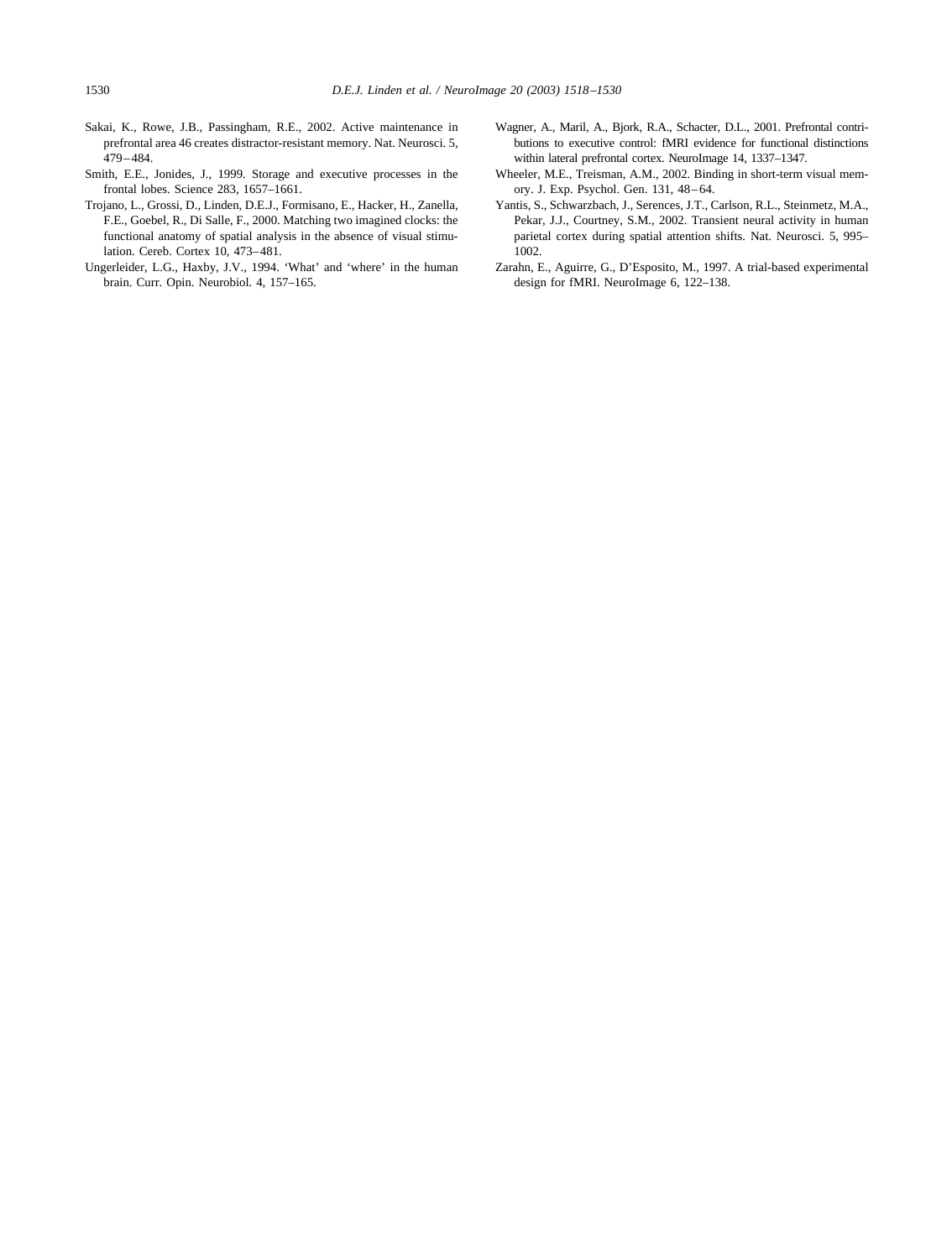Sakai, K., Rowe, J.B., Passingham, R.E., 2002. Active maintenance in prefrontal area 46 creates distractor-resistant memory. Nat. Neurosci. 5, 479–484.

Smith, E.E., Jonides, J., 1999. Storage and executive processes in the frontal lobes. Science 283, 1657–1661.

Trojano, L., Grossi, D., Linden, D.E.J., Formisano, E., Hacker, H., Zanella, F.E., Goebel, R., Di Salle, F., 2000. Matching two imagined clocks: the functional anatomy of spatial analysis in the absence of visual stimulation. Cereb. Cortex 10, 473–481.

Ungerleider, L.G., Haxby, J.V., 1994. 'What' and 'where' in the human brain. Curr. Opin. Neurobiol. 4, 157–165.

Wagner, A., Maril, A., Bjork, R.A., Schacter, D.L., 2001. Prefrontal contributions to executive control: fMRI evidence for functional distinctions within lateral prefrontal cortex. NeuroImage 14, 1337–1347.

Wheeler, M.E., Treisman, A.M., 2002. Binding in short-term visual memory. J. Exp. Psychol. Gen. 131, 48–64.

Yantis, S., Schwarzbach, J., Serences, J.T., Carlson, R.L., Steinmetz, M.A., Pekar, J.J., Courtney, S.M., 2002. Transient neural activity in human parietal cortex during spatial attention shifts. Nat. Neurosci. 5, 995–1002.

Zarahn, E., Aguirre, G., D'Esposito, M., 1997. A trial-based experimental design for fMRI. NeuroImage 6, 122–138.